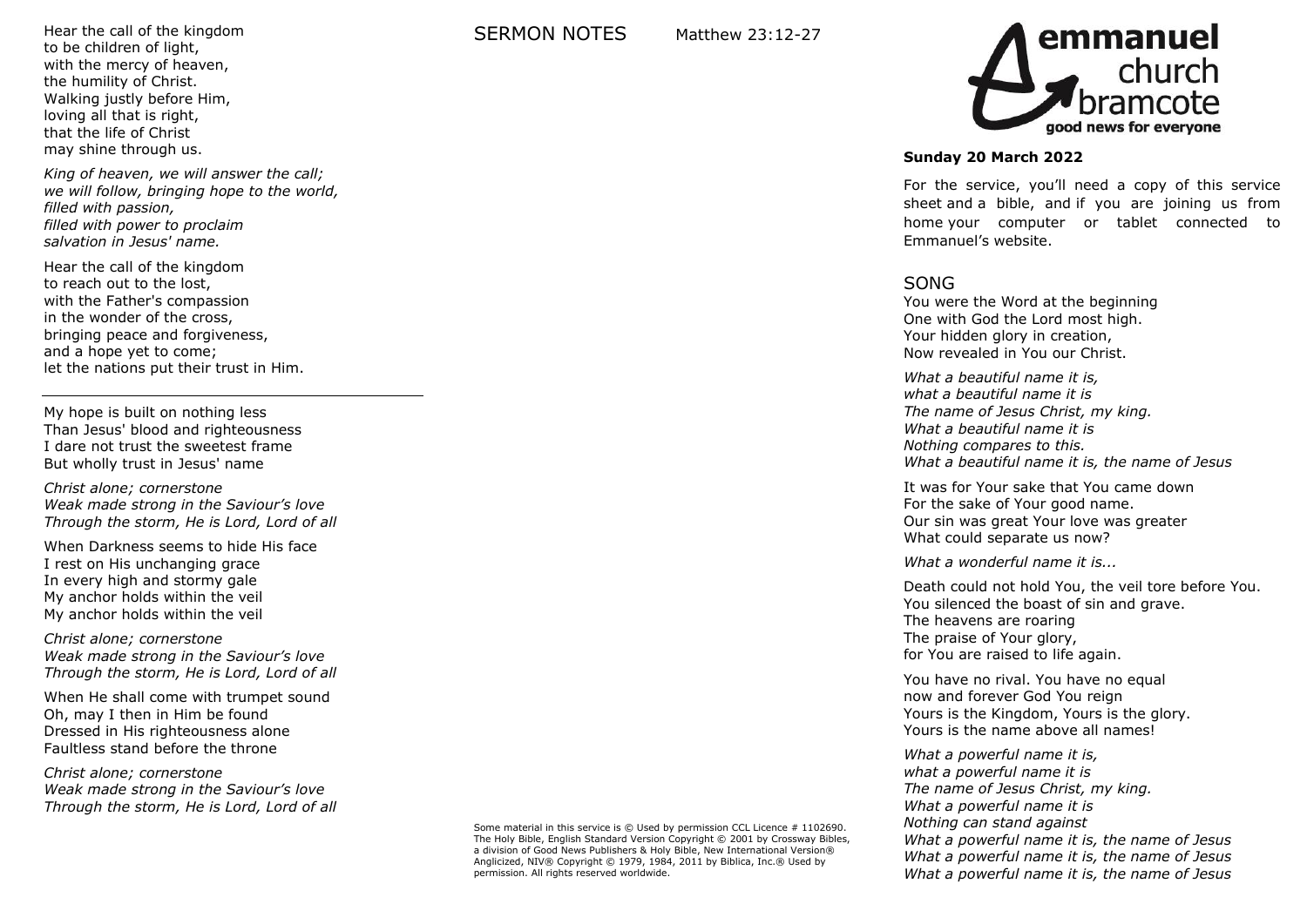Hear the call of the kingdom
to be children of light,
with the mercy of heaven,
the humility of Christ.
Walking justly before Him,
loving all that is right,
that the life of Christ
may shine through us.

*King of heaven, we will answer the call;*
*we will follow, bringing hope to the world,*
*filled with passion,*
*filled with power to proclaim*
*salvation in Jesus' name.*

Hear the call of the kingdom
to reach out to the lost,
with the Father's compassion
in the wonder of the cross,
bringing peace and forgiveness,
and a hope yet to come;
let the nations put their trust in Him.

---

My hope is built on nothing less
Than Jesus' blood and righteousness
I dare not trust the sweetest frame
But wholly trust in Jesus' name

*Christ alone; cornerstone*
*Weak made strong in the Saviour's love*
*Through the storm, He is Lord, Lord of all*

When Darkness seems to hide His face
I rest on His unchanging grace
In every high and stormy gale
My anchor holds within the veil
My anchor holds within the veil

*Christ alone; cornerstone*
*Weak made strong in the Saviour's love*
*Through the storm, He is Lord, Lord of all*

When He shall come with trumpet sound
Oh, may I then in Him be found
Dressed in His righteousness alone
Faultless stand before the throne

*Christ alone; cornerstone*
*Weak made strong in the Saviour's love*
*Through the storm, He is Lord, Lord of all*

## SERMON NOTES Matthew 23:12-27

Some material in this service is © Used by permission CCL Licence # 1102690. The Holy Bible, English Standard Version Copyright © 2001 by Crossway Bibles, a division of Good News Publishers & Holy Bible, New International Version® Anglicized, NIV® Copyright © 1979, 1984, 2011 by Biblica, Inc.® Used by permission. All rights reserved worldwide.

# emmanuel church bramcote

good news for everyone

**Sunday 20 March 2022**

For the service, you'll need a copy of this service sheet and a bible, and if you are joining us from home your computer or tablet connected to Emmanuel's website.

## SONG

You were the Word at the beginning
One with God the Lord most high.
Your hidden glory in creation,
Now revealed in You our Christ.

*What a beautiful name it is,*
*what a beautiful name it is*
*The name of Jesus Christ, my king.*
*What a beautiful name it is*
*Nothing compares to this.*
*What a beautiful name it is, the name of Jesus*

It was for Your sake that You came down
For the sake of Your good name.
Our sin was great Your love was greater
What could separate us now?

*What a wonderful name it is...*

Death could not hold You, the veil tore before You.
You silenced the boast of sin and grave.
The heavens are roaring
The praise of Your glory,
for You are raised to life again.

You have no rival. You have no equal
now and forever God You reign
Yours is the Kingdom, Yours is the glory.
Yours is the name above all names!

*What a powerful name it is,*
*what a powerful name it is*
*The name of Jesus Christ, my king.*
*What a powerful name it is*
*Nothing can stand against*
*What a powerful name it is, the name of Jesus*
*What a powerful name it is, the name of Jesus*
*What a powerful name it is, the name of Jesus*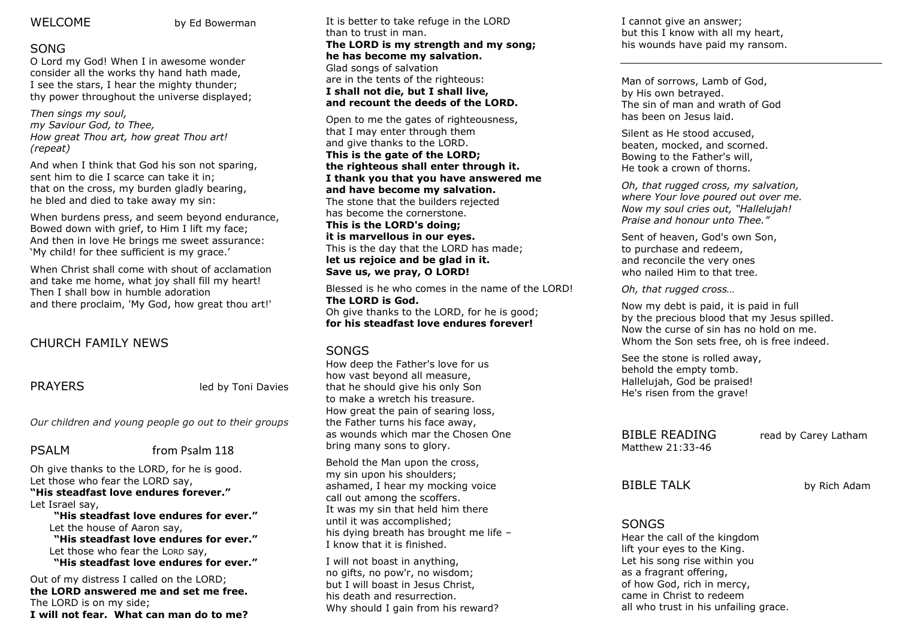## WELCOME

by Ed Bowerman

## SONG

O Lord my God! When I in awesome wonder
consider all the works thy hand hath made,
I see the stars, I hear the mighty thunder;
thy power throughout the universe displayed;

*Then sings my soul,*
*my Saviour God, to Thee,*
*How great Thou art, how great Thou art!*
*(repeat)*

And when I think that God his son not sparing,
sent him to die I scarce can take it in;
that on the cross, my burden gladly bearing,
he bled and died to take away my sin:

When burdens press, and seem beyond endurance,
Bowed down with grief, to Him I lift my face;
And then in love He brings me sweet assurance:
'My child! for thee sufficient is my grace.'

When Christ shall come with shout of acclamation
and take me home, what joy shall fill my heart!
Then I shall bow in humble adoration
and there proclaim, 'My God, how great thou art!'

## CHURCH FAMILY NEWS

## PRAYERS

led by Toni Davies

*Our children and young people go out to their groups*

## PSALM

from Psalm 118

Oh give thanks to the LORD, for he is good.
Let those who fear the LORD say,
**"His steadfast love endures forever."**
Let Israel say,
**"His steadfast love endures for ever."**
Let the house of Aaron say,
**"His steadfast love endures for ever."**
Let those who fear the LORD say,
**"His steadfast love endures for ever."**

Out of my distress I called on the LORD;
**the LORD answered me and set me free.**
The LORD is on my side;
**I will not fear. What can man do to me?**

It is better to take refuge in the LORD
than to trust in man.
**The LORD is my strength and my song;**
**he has become my salvation.**
Glad songs of salvation
are in the tents of the righteous:
**I shall not die, but I shall live,**
**and recount the deeds of the LORD.**

Open to me the gates of righteousness,
that I may enter through them
and give thanks to the LORD.
**This is the gate of the LORD;**
**the righteous shall enter through it.**
**I thank you that you have answered me**
**and have become my salvation.**
The stone that the builders rejected
has become the cornerstone.
**This is the LORD's doing;**
**it is marvellous in our eyes.**
This is the day that the LORD has made;
**let us rejoice and be glad in it.**
**Save us, we pray, O LORD!**

Blessed is he who comes in the name of the LORD!
**The LORD is God.**
Oh give thanks to the LORD, for he is good;
**for his steadfast love endures forever!**

## SONGS

How deep the Father's love for us
how vast beyond all measure,
that he should give his only Son
to make a wretch his treasure.
How great the pain of searing loss,
the Father turns his face away,
as wounds which mar the Chosen One
bring many sons to glory.

Behold the Man upon the cross,
my sin upon his shoulders;
ashamed, I hear my mocking voice
call out among the scoffers.
It was my sin that held him there
until it was accomplished;
his dying breath has brought me life –
I know that it is finished.

I will not boast in anything,
no gifts, no pow'r, no wisdom;
but I will boast in Jesus Christ,
his death and resurrection.
Why should I gain from his reward?
I cannot give an answer;
but this I know with all my heart,
his wounds have paid my ransom.

---

Man of sorrows, Lamb of God,
by His own betrayed.
The sin of man and wrath of God
has been on Jesus laid.

Silent as He stood accused,
beaten, mocked, and scorned.
Bowing to the Father's will,
He took a crown of thorns.

*Oh, that rugged cross, my salvation,*
*where Your love poured out over me.*
*Now my soul cries out, "Hallelujah!*
*Praise and honour unto Thee."*

Sent of heaven, God's own Son,
to purchase and redeem,
and reconcile the very ones
who nailed Him to that tree.

*Oh, that rugged cross…*

Now my debt is paid, it is paid in full
by the precious blood that my Jesus spilled.
Now the curse of sin has no hold on me.
Whom the Son sets free, oh is free indeed.

See the stone is rolled away,
behold the empty tomb.
Hallelujah, God be praised!
He's risen from the grave!

## BIBLE READING

read by Carey Latham

Matthew 21:33-46

## BIBLE TALK

by Rich Adam

## SONGS

Hear the call of the kingdom
lift your eyes to the King.
Let his song rise within you
as a fragrant offering,
of how God, rich in mercy,
came in Christ to redeem
all who trust in his unfailing grace.